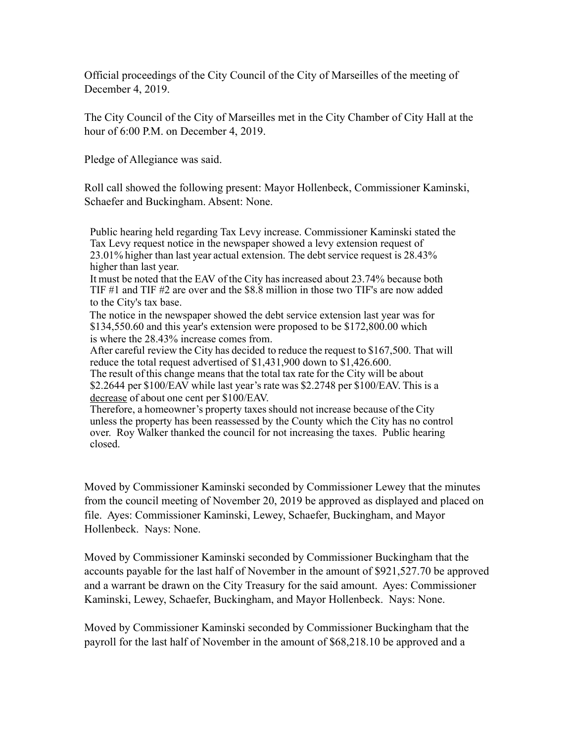Official proceedings of the City Council of the City of Marseilles of the meeting of December 4, 2019.

The City Council of the City of Marseilles met in the City Chamber of City Hall at the hour of 6:00 P.M. on December 4, 2019.

Pledge of Allegiance was said.

Roll call showed the following present: Mayor Hollenbeck, Commissioner Kaminski, Schaefer and Buckingham. Absent: None.

Public hearing held regarding Tax Levy increase. Commissioner Kaminski stated the Tax Levy request notice in the newspaper showed a levy extension request of 23.01% higher than last year actual extension. The debt service request is 28.43% higher than last year.
It must be noted that the EAV of the City has increased about 23.74% because both TIF #1 and TIF #2 are over and the $8.8 million in those two TIF's are now added to the City's tax base.
The notice in the newspaper showed the debt service extension last year was for $134,550.60 and this year's extension were proposed to be $172,800.00 which is where the 28.43% increase comes from.
After careful review the City has decided to reduce the request to $167,500. That will reduce the total request advertised of $1,431,900 down to $1,426.600.
The result of this change means that the total tax rate for the City will be about $2.2644 per $100/EAV while last year's rate was $2.2748 per $100/EAV. This is a <u>decrease</u> of about one cent per $100/EAV.
Therefore, a homeowner's property taxes should not increase because of the City unless the property has been reassessed by the County which the City has no control over. Roy Walker thanked the council for not increasing the taxes. Public hearing closed.

Moved by Commissioner Kaminski seconded by Commissioner Lewey that the minutes from the council meeting of November 20, 2019 be approved as displayed and placed on file. Ayes: Commissioner Kaminski, Lewey, Schaefer, Buckingham, and Mayor Hollenbeck. Nays: None.

Moved by Commissioner Kaminski seconded by Commissioner Buckingham that the accounts payable for the last half of November in the amount of $921,527.70 be approved and a warrant be drawn on the City Treasury for the said amount. Ayes: Commissioner Kaminski, Lewey, Schaefer, Buckingham, and Mayor Hollenbeck. Nays: None.

Moved by Commissioner Kaminski seconded by Commissioner Buckingham that the payroll for the last half of November in the amount of $68,218.10 be approved and a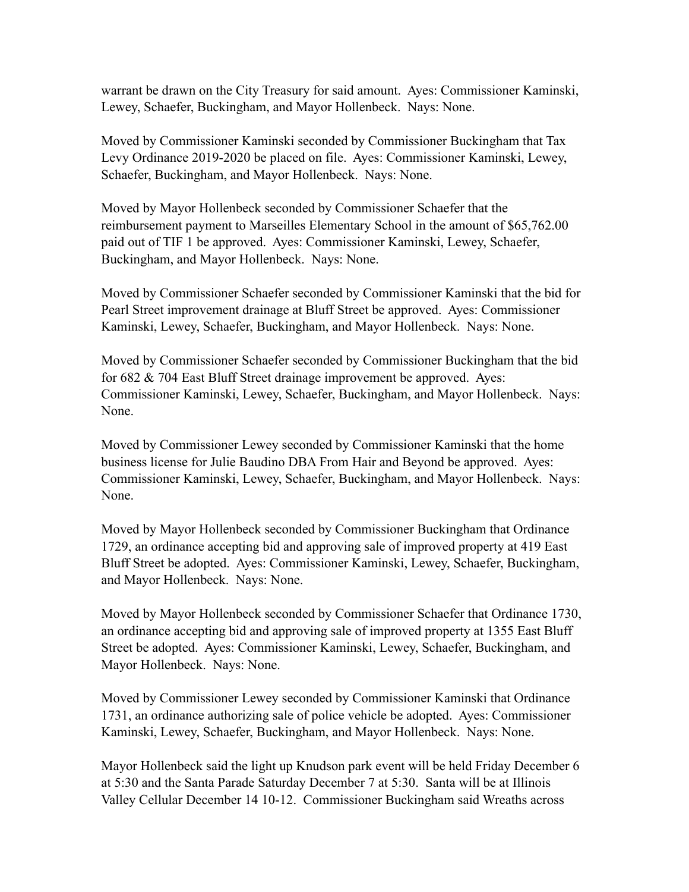warrant be drawn on the City Treasury for said amount. Ayes: Commissioner Kaminski, Lewey, Schaefer, Buckingham, and Mayor Hollenbeck. Nays: None.

Moved by Commissioner Kaminski seconded by Commissioner Buckingham that Tax Levy Ordinance 2019-2020 be placed on file. Ayes: Commissioner Kaminski, Lewey, Schaefer, Buckingham, and Mayor Hollenbeck. Nays: None.

Moved by Mayor Hollenbeck seconded by Commissioner Schaefer that the reimbursement payment to Marseilles Elementary School in the amount of $65,762.00 paid out of TIF 1 be approved. Ayes: Commissioner Kaminski, Lewey, Schaefer, Buckingham, and Mayor Hollenbeck. Nays: None.

Moved by Commissioner Schaefer seconded by Commissioner Kaminski that the bid for Pearl Street improvement drainage at Bluff Street be approved. Ayes: Commissioner Kaminski, Lewey, Schaefer, Buckingham, and Mayor Hollenbeck. Nays: None.

Moved by Commissioner Schaefer seconded by Commissioner Buckingham that the bid for 682 & 704 East Bluff Street drainage improvement be approved. Ayes: Commissioner Kaminski, Lewey, Schaefer, Buckingham, and Mayor Hollenbeck. Nays: None.

Moved by Commissioner Lewey seconded by Commissioner Kaminski that the home business license for Julie Baudino DBA From Hair and Beyond be approved. Ayes: Commissioner Kaminski, Lewey, Schaefer, Buckingham, and Mayor Hollenbeck. Nays: None.

Moved by Mayor Hollenbeck seconded by Commissioner Buckingham that Ordinance 1729, an ordinance accepting bid and approving sale of improved property at 419 East Bluff Street be adopted. Ayes: Commissioner Kaminski, Lewey, Schaefer, Buckingham, and Mayor Hollenbeck. Nays: None.

Moved by Mayor Hollenbeck seconded by Commissioner Schaefer that Ordinance 1730, an ordinance accepting bid and approving sale of improved property at 1355 East Bluff Street be adopted. Ayes: Commissioner Kaminski, Lewey, Schaefer, Buckingham, and Mayor Hollenbeck. Nays: None.

Moved by Commissioner Lewey seconded by Commissioner Kaminski that Ordinance 1731, an ordinance authorizing sale of police vehicle be adopted. Ayes: Commissioner Kaminski, Lewey, Schaefer, Buckingham, and Mayor Hollenbeck. Nays: None.

Mayor Hollenbeck said the light up Knudson park event will be held Friday December 6 at 5:30 and the Santa Parade Saturday December 7 at 5:30. Santa will be at Illinois Valley Cellular December 14 10-12. Commissioner Buckingham said Wreaths across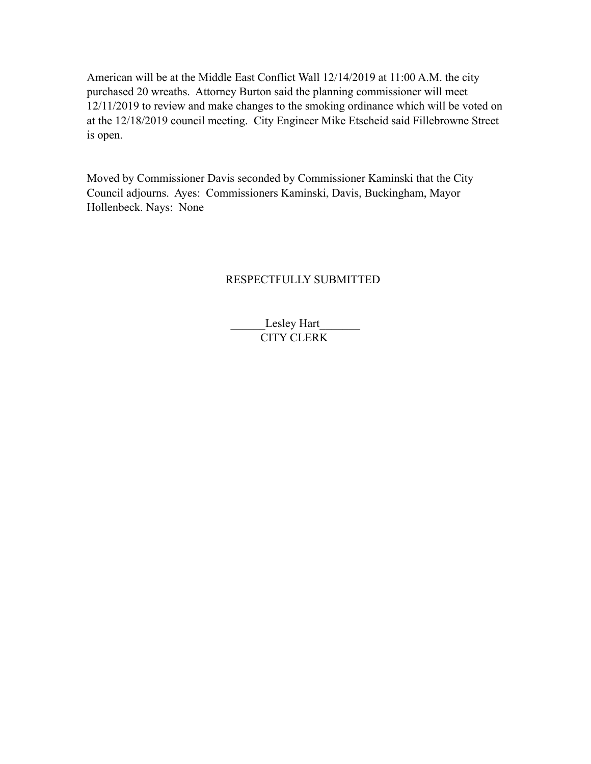American will be at the Middle East Conflict Wall 12/14/2019 at 11:00 A.M. the city purchased 20 wreaths. Attorney Burton said the planning commissioner will meet 12/11/2019 to review and make changes to the smoking ordinance which will be voted on at the 12/18/2019 council meeting. City Engineer Mike Etscheid said Fillebrowne Street is open.

Moved by Commissioner Davis seconded by Commissioner Kaminski that the City Council adjourns. Ayes: Commissioners Kaminski, Davis, Buckingham, Mayor Hollenbeck. Nays: None

RESPECTFULLY SUBMITTED

______Lesley Hart_______
CITY CLERK